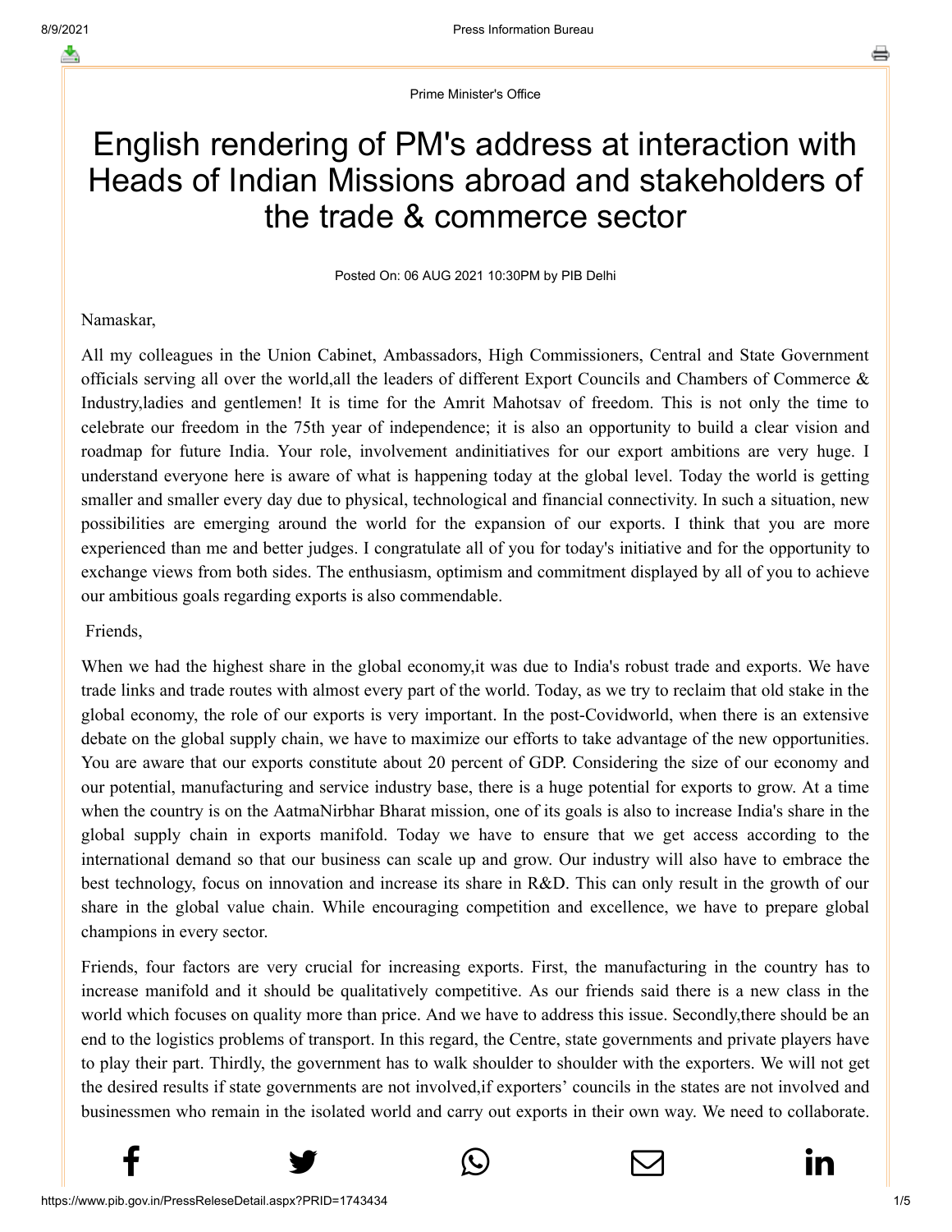Prime Minister's Office

# English rendering of PM's address at interaction with Heads of Indian Missions abroad and stakeholders of the trade & commerce sector

Posted On: 06 AUG 2021 10:30PM by PIB Delhi

Namaskar,

All my colleagues in the Union Cabinet, Ambassadors, High Commissioners, Central and State Government officials serving all over the world,all the leaders of different Export Councils and Chambers of Commerce & Industry,ladies and gentlemen! It is time for the Amrit Mahotsav of freedom. This is not only the time to celebrate our freedom in the 75th year of independence; it is also an opportunity to build a clear vision and roadmap for future India. Your role, involvement andinitiatives for our export ambitions are very huge. I understand everyone here is aware of what is happening today at the global level. Today the world is getting smaller and smaller every day due to physical, technological and financial connectivity. In such a situation, new possibilities are emerging around the world for the expansion of our exports. I think that you are more experienced than me and better judges. I congratulate all of you for today's initiative and for the opportunity to exchange views from both sides. The enthusiasm, optimism and commitment displayed by all of you to achieve our ambitious goals regarding exports is also commendable.

Friends,

When we had the highest share in the global economy,it was due to India's robust trade and exports. We have trade links and trade routes with almost every part of the world. Today, as we try to reclaim that old stake in the global economy, the role of our exports is very important. In the post-Covidworld, when there is an extensive debate on the global supply chain, we have to maximize our efforts to take advantage of the new opportunities. You are aware that our exports constitute about 20 percent of GDP. Considering the size of our economy and our potential, manufacturing and service industry base, there is a huge potential for exports to grow. At a time when the country is on the AatmaNirbhar Bharat mission, one of its goals is also to increase India's share in the global supply chain in exports manifold. Today we have to ensure that we get access according to the international demand so that our business can scale up and grow. Our industry will also have to embrace the best technology, focus on innovation and increase its share in R&D. This can only result in the growth of our share in the global value chain. While encouraging competition and excellence, we have to prepare global champions in every sector.

Friends, four factors are very crucial for increasing exports. First, the manufacturing in the country has to increase manifold and it should be qualitatively competitive. As our friends said there is a new class in the world which focuses on quality more than price. And we have to address this issue. Secondly,there should be an end to the logistics problems of transport. In this regard, the Centre, state governments and private players have to play their part. Thirdly, the government has to walk shoulder to shoulder with the exporters. We will not get the desired results if state governments are not involved,if exporters' councils in the states are not involved and businessmen who remain in the isolated world and carry out exports in their own way. We need to collaborate.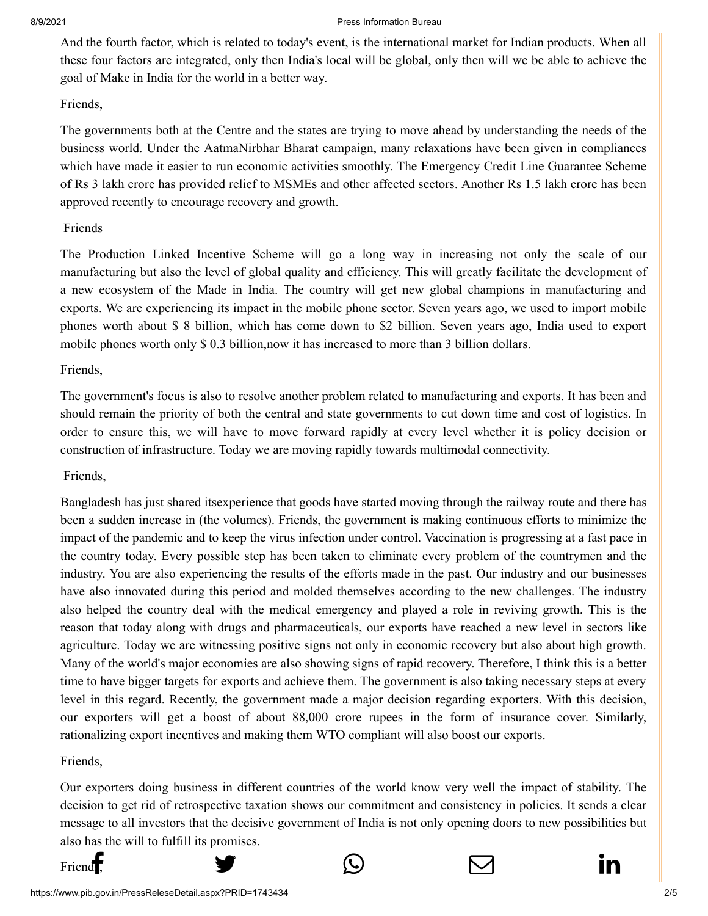And the fourth factor, which is related to today's event, is the international market for Indian products. When all these four factors are integrated, only then India's local will be global, only then will we be able to achieve the goal of Make in India for the world in a better way.

Friends,

The governments both at the Centre and the states are trying to move ahead by understanding the needs of the business world. Under the AatmaNirbhar Bharat campaign, many relaxations have been given in compliances which have made it easier to run economic activities smoothly. The Emergency Credit Line Guarantee Scheme of Rs 3 lakh crore has provided relief to MSMEs and other affected sectors. Another Rs 1.5 lakh crore has been approved recently to encourage recovery and growth.

Friends

The Production Linked Incentive Scheme will go a long way in increasing not only the scale of our manufacturing but also the level of global quality and efficiency. This will greatly facilitate the development of a new ecosystem of the Made in India. The country will get new global champions in manufacturing and exports. We are experiencing its impact in the mobile phone sector. Seven years ago, we used to import mobile phones worth about $ 8 billion, which has come down to $2 billion. Seven years ago, India used to export mobile phones worth only $ 0.3 billion,now it has increased to more than 3 billion dollars.

Friends,

The government's focus is also to resolve another problem related to manufacturing and exports. It has been and should remain the priority of both the central and state governments to cut down time and cost of logistics. In order to ensure this, we will have to move forward rapidly at every level whether it is policy decision or construction of infrastructure. Today we are moving rapidly towards multimodal connectivity.

Friends,

Bangladesh has just shared itsexperience that goods have started moving through the railway route and there has been a sudden increase in (the volumes). Friends, the government is making continuous efforts to minimize the impact of the pandemic and to keep the virus infection under control. Vaccination is progressing at a fast pace in the country today. Every possible step has been taken to eliminate every problem of the countrymen and the industry. You are also experiencing the results of the efforts made in the past. Our industry and our businesses have also innovated during this period and molded themselves according to the new challenges. The industry also helped the country deal with the medical emergency and played a role in reviving growth. This is the reason that today along with drugs and pharmaceuticals, our exports have reached a new level in sectors like agriculture. Today we are witnessing positive signs not only in economic recovery but also about high growth. Many of the world's major economies are also showing signs of rapid recovery. Therefore, I think this is a better time to have bigger targets for exports and achieve them. The government is also taking necessary steps at every level in this regard. Recently, the government made a major decision regarding exporters. With this decision, our exporters will get a boost of about 88,000 crore rupees in the form of insurance cover. Similarly, rationalizing export incentives and making them WTO compliant will also boost our exports.

Friends,

Our exporters doing business in different countries of the world know very well the impact of stability. The decision to get rid of retrospective taxation shows our commitment and consistency in policies. It sends a clear message to all investors that the decisive government of India is not only opening doors to new possibilities but also has the will to fulfill its promises.

Friends,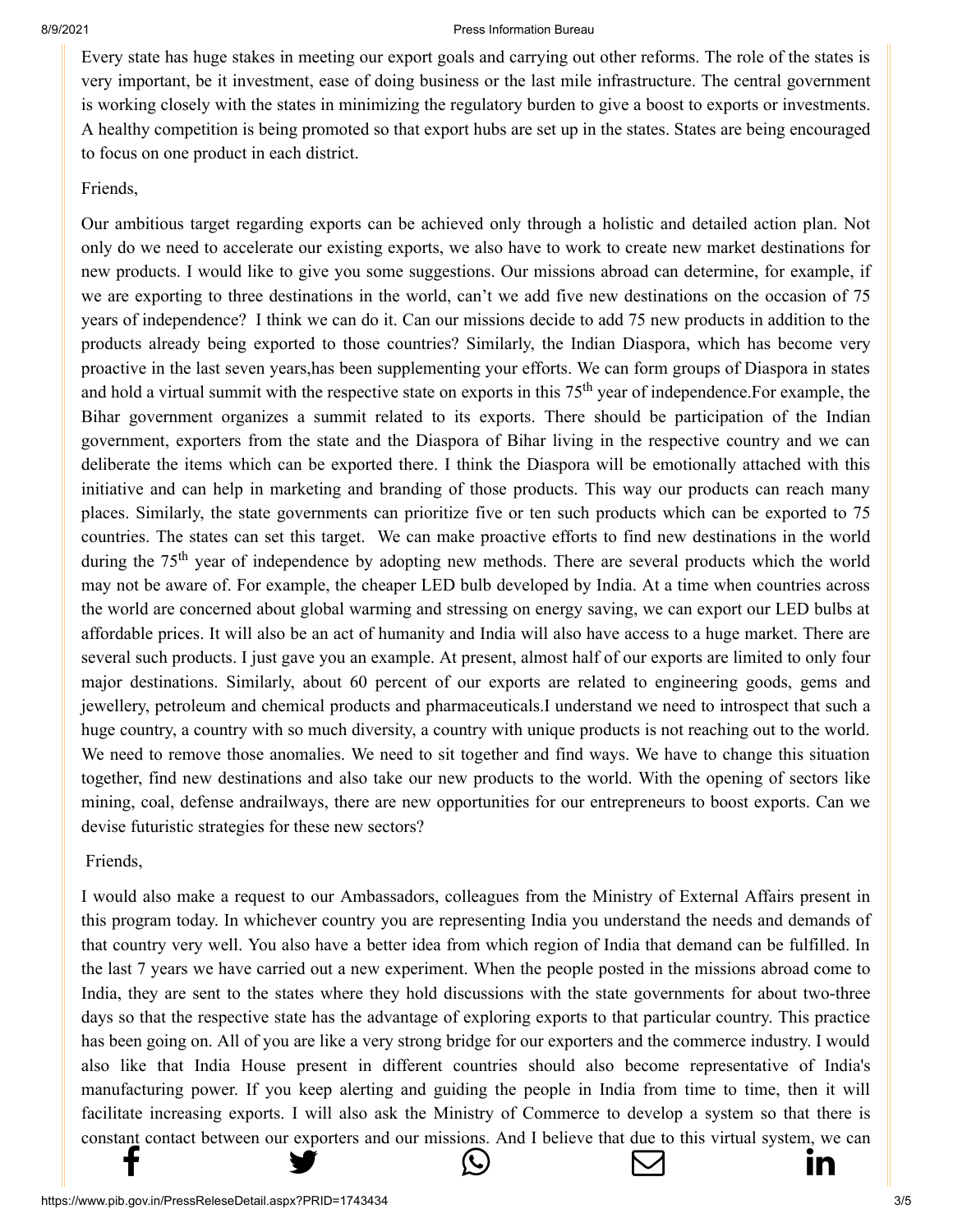Every state has huge stakes in meeting our export goals and carrying out other reforms. The role of the states is very important, be it investment, ease of doing business or the last mile infrastructure. The central government is working closely with the states in minimizing the regulatory burden to give a boost to exports or investments. A healthy competition is being promoted so that export hubs are set up in the states. States are being encouraged to focus on one product in each district.

Friends,

Our ambitious target regarding exports can be achieved only through a holistic and detailed action plan. Not only do we need to accelerate our existing exports, we also have to work to create new market destinations for new products. I would like to give you some suggestions. Our missions abroad can determine, for example, if we are exporting to three destinations in the world, can't we add five new destinations on the occasion of 75 years of independence? I think we can do it. Can our missions decide to add 75 new products in addition to the products already being exported to those countries? Similarly, the Indian Diaspora, which has become very proactive in the last seven years,has been supplementing your efforts. We can form groups of Diaspora in states and hold a virtual summit with the respective state on exports in this 75th year of independence.For example, the Bihar government organizes a summit related to its exports. There should be participation of the Indian government, exporters from the state and the Diaspora of Bihar living in the respective country and we can deliberate the items which can be exported there. I think the Diaspora will be emotionally attached with this initiative and can help in marketing and branding of those products. This way our products can reach many places. Similarly, the state governments can prioritize five or ten such products which can be exported to 75 countries. The states can set this target. We can make proactive efforts to find new destinations in the world during the 75th year of independence by adopting new methods. There are several products which the world may not be aware of. For example, the cheaper LED bulb developed by India. At a time when countries across the world are concerned about global warming and stressing on energy saving, we can export our LED bulbs at affordable prices. It will also be an act of humanity and India will also have access to a huge market. There are several such products. I just gave you an example. At present, almost half of our exports are limited to only four major destinations. Similarly, about 60 percent of our exports are related to engineering goods, gems and jewellery, petroleum and chemical products and pharmaceuticals.I understand we need to introspect that such a huge country, a country with so much diversity, a country with unique products is not reaching out to the world. We need to remove those anomalies. We need to sit together and find ways. We have to change this situation together, find new destinations and also take our new products to the world. With the opening of sectors like mining, coal, defense andrailways, there are new opportunities for our entrepreneurs to boost exports. Can we devise futuristic strategies for these new sectors?

Friends,

I would also make a request to our Ambassadors, colleagues from the Ministry of External Affairs present in this program today. In whichever country you are representing India you understand the needs and demands of that country very well. You also have a better idea from which region of India that demand can be fulfilled. In the last 7 years we have carried out a new experiment. When the people posted in the missions abroad come to India, they are sent to the states where they hold discussions with the state governments for about two-three days so that the respective state has the advantage of exploring exports to that particular country. This practice has been going on. All of you are like a very strong bridge for our exporters and the commerce industry. I would also like that India House present in different countries should also become representative of India's manufacturing power. If you keep alerting and guiding the people in India from time to time, then it will facilitate increasing exports. I will also ask the Ministry of Commerce to develop a system so that there is constant contact between our exporters and our missions. And I believe that due to this virtual system, we can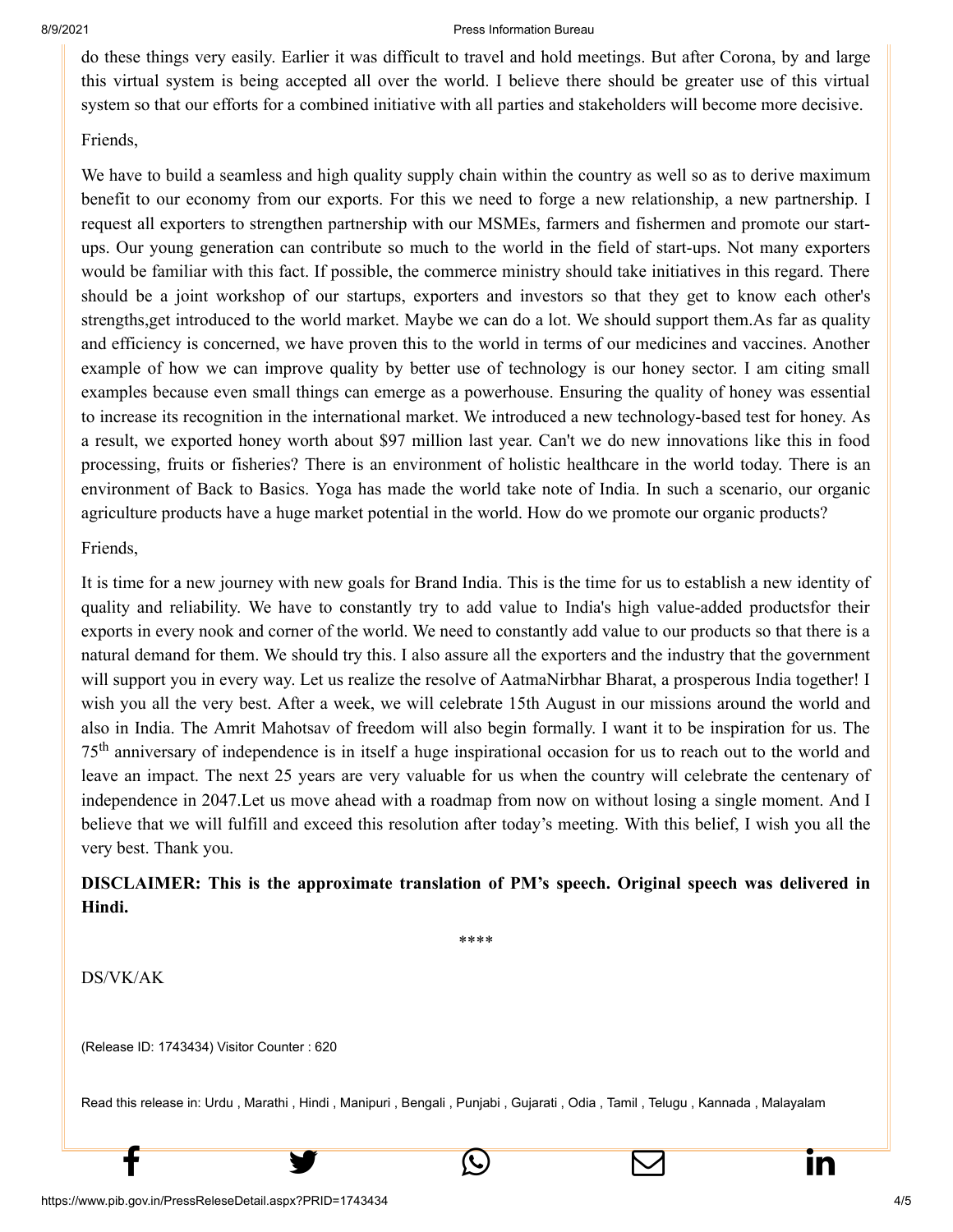do these things very easily. Earlier it was difficult to travel and hold meetings. But after Corona, by and large this virtual system is being accepted all over the world. I believe there should be greater use of this virtual system so that our efforts for a combined initiative with all parties and stakeholders will become more decisive.

Friends,

We have to build a seamless and high quality supply chain within the country as well so as to derive maximum benefit to our economy from our exports. For this we need to forge a new relationship, a new partnership. I request all exporters to strengthen partnership with our MSMEs, farmers and fishermen and promote our start-ups. Our young generation can contribute so much to the world in the field of start-ups. Not many exporters would be familiar with this fact. If possible, the commerce ministry should take initiatives in this regard. There should be a joint workshop of our startups, exporters and investors so that they get to know each other's strengths,get introduced to the world market. Maybe we can do a lot. We should support them.As far as quality and efficiency is concerned, we have proven this to the world in terms of our medicines and vaccines. Another example of how we can improve quality by better use of technology is our honey sector. I am citing small examples because even small things can emerge as a powerhouse. Ensuring the quality of honey was essential to increase its recognition in the international market. We introduced a new technology-based test for honey. As a result, we exported honey worth about $97 million last year. Can't we do new innovations like this in food processing, fruits or fisheries? There is an environment of holistic healthcare in the world today. There is an environment of Back to Basics. Yoga has made the world take note of India. In such a scenario, our organic agriculture products have a huge market potential in the world. How do we promote our organic products?

Friends,

It is time for a new journey with new goals for Brand India. This is the time for us to establish a new identity of quality and reliability. We have to constantly try to add value to India's high value-added productsfor their exports in every nook and corner of the world. We need to constantly add value to our products so that there is a natural demand for them. We should try this. I also assure all the exporters and the industry that the government will support you in every way. Let us realize the resolve of AatmaNirbhar Bharat, a prosperous India together! I wish you all the very best. After a week, we will celebrate 15th August in our missions around the world and also in India. The Amrit Mahotsav of freedom will also begin formally. I want it to be inspiration for us. The 75th anniversary of independence is in itself a huge inspirational occasion for us to reach out to the world and leave an impact. The next 25 years are very valuable for us when the country will celebrate the centenary of independence in 2047.Let us move ahead with a roadmap from now on without losing a single moment. And I believe that we will fulfill and exceed this resolution after today's meeting. With this belief, I wish you all the very best. Thank you.

**DISCLAIMER: This is the approximate translation of PM's speech. Original speech was delivered in Hindi.**

\*\*\*\*

DS/VK/AK

(Release ID: 1743434) Visitor Counter : 620

Read this release in: Urdu , Marathi , Hindi , Manipuri , Bengali , Punjabi , Gujarati , Odia , Tamil , Telugu , Kannada , Malayalam